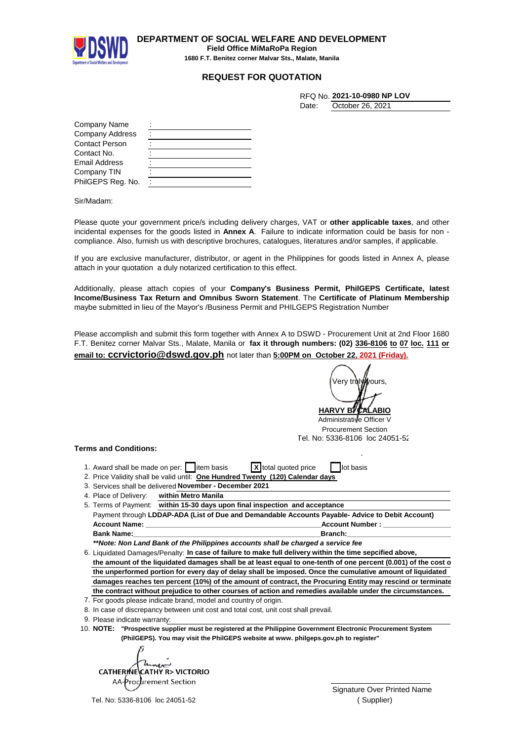**DEPARTMENT OF SOCIAL WELFARE AND DEVELOPMENT**
**Field Office MiMaRoPa Region**
**1680 F.T. Benitez corner Malvar Sts., Malate, Manila**

## REQUEST FOR QUOTATION

RFQ No. **2021-10-0980 NP LOV**
Date: October 26, 2021

Company Name :
Company Address :
Contact Person :
Contact No. :
Email Address :
Company TIN :
PhilGEPS Reg. No. :

Sir/Madam:

Please quote your government price/s including delivery charges, VAT or **other applicable taxes**, and other incidental expenses for the goods listed in **Annex A**. Failure to indicate information could be basis for non - compliance. Also, furnish us with descriptive brochures, catalogues, literatures and/or samples, if applicable.

If you are exclusive manufacturer, distributor, or agent in the Philippines for goods listed in Annex A, please attach in your quotation a duly notarized certification to this effect.

Additionally, please attach copies of your **Company's Business Permit, PhilGEPS Certificate, latest Income/Business Tax Return and Omnibus Sworn Statement**. The **Certificate of Platinum Membership** maybe submitted in lieu of the Mayor's /Business Permit and PHILGEPS Registration Number

Please accomplish and submit this form together with Annex A to DSWD - Procurement Unit at 2nd Floor 1680 F.T. Benitez corner Malvar Sts., Malate, Manila or **fax it through numbers: (02) 336-8106 to 07 loc. 111 or email to: ccrvictorio@dswd.gov.ph** not later than **5:00PM on October 22, 2021 (Friday).**

Very truly yours,

**HARVY B. CALABIO**
Administrative Officer V
Procurement Section
Tel. No: 5336-8106 loc 24051-52

**Terms and Conditions:**

1. Award shall be made on per: [ ] item basis [X] total quoted price [ ] lot basis
2. Price Validity shall be valid until: **One Hundred Twenty (120) Calendar days**
3. Services shall be delivered **November - December 2021**
4. Place of Delivery: **within Metro Manila**
5. Terms of Payment: **within 15-30 days upon final inspection and acceptance**
   Payment through **LDDAP-ADA (List of Due and Demandable Accounts Payable- Advice to Debit Account)**
   **Account Name:** ______ **Account Number :** ______
   **Bank Name:** ______ **Branch:** ______
   ***\*\*Note: Non Land Bank of the Philippines accounts shall be charged a service fee***
6. Liquidated Damages/Penalty: **In case of failure to make full delivery within the time sepcified above, the amount of the liquidated damages shall be at least equal to one-tenth of one percent (0.001) of the cost of the unperformed portion for every day of delay shall be imposed. Once the cumulative amount of liquidated damages reaches ten percent (10%) of the amount of contract, the Procuring Entity may rescind or terminate the contract without prejudice to other courses of action and remedies available under the circumstances.**
7. For goods please indicate brand, model and country of origin.
8. In case of discrepancy between unit cost and total cost, unit cost shall prevail.
9. Please indicate warranty:
10. **NOTE: "Prospective supplier must be registered at the Philippine Government Electronic Procurement System (PhilGEPS). You may visit the PhilGEPS website at www. philgeps.gov.ph to register"**

**CATHERINE CATHY R. VICTORIO**
AA-Procurement Section
Tel. No: 5336-8106 loc 24051-52

Signature Over Printed Name
( Supplier)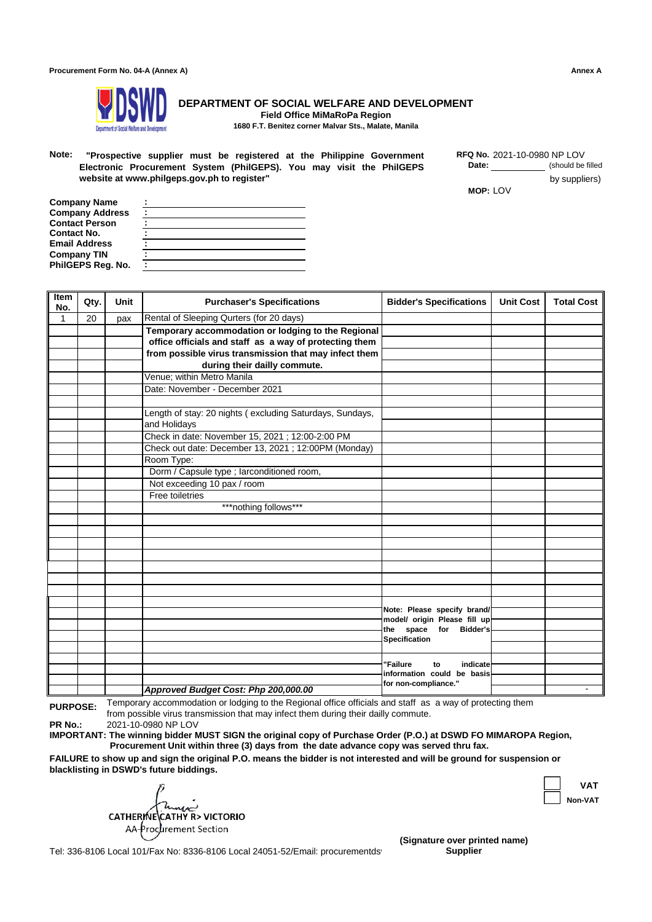Procurement Form No. 04-A (Annex A)

Annex A

# DEPARTMENT OF SOCIAL WELFARE AND DEVELOPMENT

**Field Office MiMaRoPa Region**

**1680 F.T. Benitez corner Malvar Sts., Malate, Manila**

**Note:** **"Prospective supplier must be registered at the Philippine Government Electronic Procurement System (PhilGEPS). You may visit the PhilGEPS website at www.philgeps.gov.ph to register"**

**RFQ No.** 2021-10-0980 NP LOV
**Date:** ___________ (should be filled by suppliers)

**MOP:** LOV

**Company Name** :
**Company Address** :
**Contact Person** :
**Contact No.** :
**Email Address** :
**Company TIN** :
**PhilGEPS Reg. No.** :

| Item No. | Qty. | Unit | Purchaser's Specifications | Bidder's Specifications | Unit Cost | Total Cost |
|---|---|---|---|---|---|---|
| 1 | 20 | pax | Rental of Sleeping Qurters (for 20 days) | | | |
| | | | **Temporary accommodation or lodging to the Regional office officials and staff as a way of protecting them from possible virus transmission that may infect them during their dailly commute.** | | | |
| | | | Venue; within Metro Manila | | | |
| | | | Date: November - December 2021 | | | |
| | | | | | | |
| | | | Length of stay: 20 nights ( excluding Saturdays, Sundays, and Holidays | | | |
| | | | Check in date: November 15, 2021 ; 12:00-2:00 PM | | | |
| | | | Check out date: December 13, 2021 ; 12:00PM (Monday) | | | |
| | | | Room Type: | | | |
| | | | Dorm / Capsule type ; Iarconditioned room, | | | |
| | | | Not exceeding 10 pax / room | | | |
| | | | Free toiletries | | | |
| | | | ***nothing follows*** | | | |
| | | | | **Note: Please specify brand/ model/ origin Please fill up the space for Bidder's Specification** | | |
| | | | | **"Failure to indicate information could be basis for non-compliance."** | | |
| | | | ***Approved Budget Cost: Php 200,000.00*** | | | - |

**PURPOSE:** Temporary accommodation or lodging to the Regional office officials and staff as a way of protecting them from possible virus transmission that may infect them during their dailly commute.

**PR No.:** 2021-10-0980 NP LOV

**IMPORTANT: The winning bidder MUST SIGN the original copy of Purchase Order (P.O.) at DSWD FO MIMAROPA Region, Procurement Unit within three (3) days from the date advance copy was served thru fax.**

**FAILURE to show up and sign the original P.O. means the bidder is not interested and will be ground for suspension or blacklisting in DSWD's future biddings.**

CATHERINE CATHY R> VICTORIO
AA-Procurement Section

☐ **VAT**
☐ **Non-VAT**

**(Signature over printed name)**
**Supplier**

Tel: 336-8106 Local 101/Fax No: 8336-8106 Local 24051-52/Email: procurementds